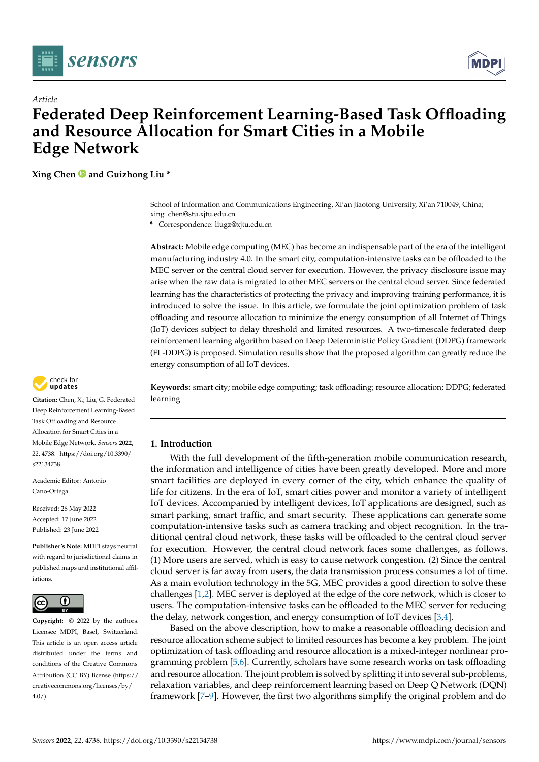*Article*

# Federated Deep Reinforcement Learning-Based Task Offloading and Resource Allocation for Smart Cities in a Mobile Edge Network

**Xing Chen and Guizhong Liu ***

School of Information and Communications Engineering, Xi'an Jiaotong University, Xi'an 710049, China; xing_chen@stu.xjtu.edu.cn
* Correspondence: liugz@xjtu.edu.cn

**Abstract:** Mobile edge computing (MEC) has become an indispensable part of the era of the intelligent manufacturing industry 4.0. In the smart city, computation-intensive tasks can be offloaded to the MEC server or the central cloud server for execution. However, the privacy disclosure issue may arise when the raw data is migrated to other MEC servers or the central cloud server. Since federated learning has the characteristics of protecting the privacy and improving training performance, it is introduced to solve the issue. In this article, we formulate the joint optimization problem of task offloading and resource allocation to minimize the energy consumption of all Internet of Things (IoT) devices subject to delay threshold and limited resources. A two-timescale federated deep reinforcement learning algorithm based on Deep Deterministic Policy Gradient (DDPG) framework (FL-DDPG) is proposed. Simulation results show that the proposed algorithm can greatly reduce the energy consumption of all IoT devices.

**Keywords:** smart city; mobile edge computing; task offloading; resource allocation; DDPG; federated learning

**Citation:** Chen, X.; Liu, G. Federated Deep Reinforcement Learning-Based Task Offloading and Resource Allocation for Smart Cities in a Mobile Edge Network. *Sensors* **2022**, *22*, 4738. https://doi.org/10.3390/s22134738

Academic Editor: Antonio Cano-Ortega

Received: 26 May 2022
Accepted: 17 June 2022
Published: 23 June 2022

**Publisher's Note:** MDPI stays neutral with regard to jurisdictional claims in published maps and institutional affiliations.

**Copyright:** © 2022 by the authors. Licensee MDPI, Basel, Switzerland. This article is an open access article distributed under the terms and conditions of the Creative Commons Attribution (CC BY) license (https://creativecommons.org/licenses/by/4.0/).

## 1. Introduction

With the full development of the fifth-generation mobile communication research, the information and intelligence of cities have been greatly developed. More and more smart facilities are deployed in every corner of the city, which enhance the quality of life for citizens. In the era of IoT, smart cities power and monitor a variety of intelligent IoT devices. Accompanied by intelligent devices, IoT applications are designed, such as smart parking, smart traffic, and smart security. These applications can generate some computation-intensive tasks such as camera tracking and object recognition. In the traditional central cloud network, these tasks will be offloaded to the central cloud server for execution. However, the central cloud network faces some challenges, as follows. (1) More users are served, which is easy to cause network congestion. (2) Since the central cloud server is far away from users, the data transmission process consumes a lot of time. As a main evolution technology in the 5G, MEC provides a good direction to solve these challenges [1,2]. MEC server is deployed at the edge of the core network, which is closer to users. The computation-intensive tasks can be offloaded to the MEC server for reducing the delay, network congestion, and energy consumption of IoT devices [3,4].

Based on the above description, how to make a reasonable offloading decision and resource allocation scheme subject to limited resources has become a key problem. The joint optimization of task offloading and resource allocation is a mixed-integer nonlinear programming problem [5,6]. Currently, scholars have some research works on task offloading and resource allocation. The joint problem is solved by splitting it into several sub-problems, relaxation variables, and deep reinforcement learning based on Deep Q Network (DQN) framework [7–9]. However, the first two algorithms simplify the original problem and do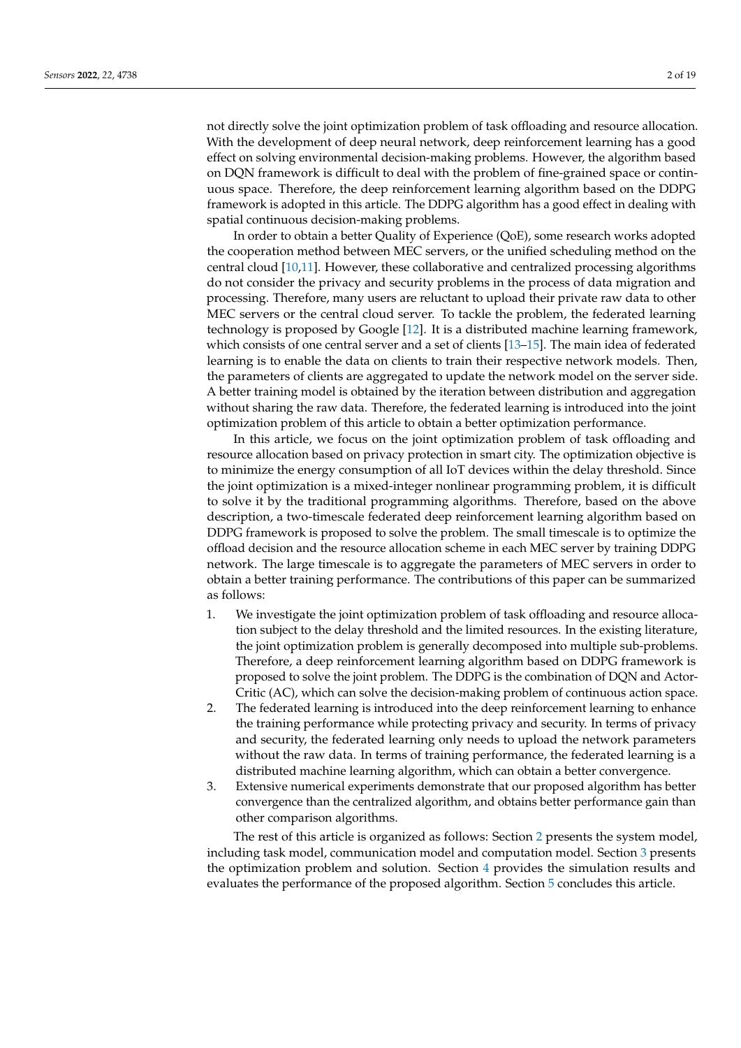not directly solve the joint optimization problem of task offloading and resource allocation. With the development of deep neural network, deep reinforcement learning has a good effect on solving environmental decision-making problems. However, the algorithm based on DQN framework is difficult to deal with the problem of fine-grained space or continuous space. Therefore, the deep reinforcement learning algorithm based on the DDPG framework is adopted in this article. The DDPG algorithm has a good effect in dealing with spatial continuous decision-making problems.

In order to obtain a better Quality of Experience (QoE), some research works adopted the cooperation method between MEC servers, or the unified scheduling method on the central cloud [10,11]. However, these collaborative and centralized processing algorithms do not consider the privacy and security problems in the process of data migration and processing. Therefore, many users are reluctant to upload their private raw data to other MEC servers or the central cloud server. To tackle the problem, the federated learning technology is proposed by Google [12]. It is a distributed machine learning framework, which consists of one central server and a set of clients [13–15]. The main idea of federated learning is to enable the data on clients to train their respective network models. Then, the parameters of clients are aggregated to update the network model on the server side. A better training model is obtained by the iteration between distribution and aggregation without sharing the raw data. Therefore, the federated learning is introduced into the joint optimization problem of this article to obtain a better optimization performance.

In this article, we focus on the joint optimization problem of task offloading and resource allocation based on privacy protection in smart city. The optimization objective is to minimize the energy consumption of all IoT devices within the delay threshold. Since the joint optimization is a mixed-integer nonlinear programming problem, it is difficult to solve it by the traditional programming algorithms. Therefore, based on the above description, a two-timescale federated deep reinforcement learning algorithm based on DDPG framework is proposed to solve the problem. The small timescale is to optimize the offload decision and the resource allocation scheme in each MEC server by training DDPG network. The large timescale is to aggregate the parameters of MEC servers in order to obtain a better training performance. The contributions of this paper can be summarized as follows:

1. We investigate the joint optimization problem of task offloading and resource allocation subject to the delay threshold and the limited resources. In the existing literature, the joint optimization problem is generally decomposed into multiple sub-problems. Therefore, a deep reinforcement learning algorithm based on DDPG framework is proposed to solve the joint problem. The DDPG is the combination of DQN and Actor-Critic (AC), which can solve the decision-making problem of continuous action space.
2. The federated learning is introduced into the deep reinforcement learning to enhance the training performance while protecting privacy and security. In terms of privacy and security, the federated learning only needs to upload the network parameters without the raw data. In terms of training performance, the federated learning is a distributed machine learning algorithm, which can obtain a better convergence.
3. Extensive numerical experiments demonstrate that our proposed algorithm has better convergence than the centralized algorithm, and obtains better performance gain than other comparison algorithms.

The rest of this article is organized as follows: Section 2 presents the system model, including task model, communication model and computation model. Section 3 presents the optimization problem and solution. Section 4 provides the simulation results and evaluates the performance of the proposed algorithm. Section 5 concludes this article.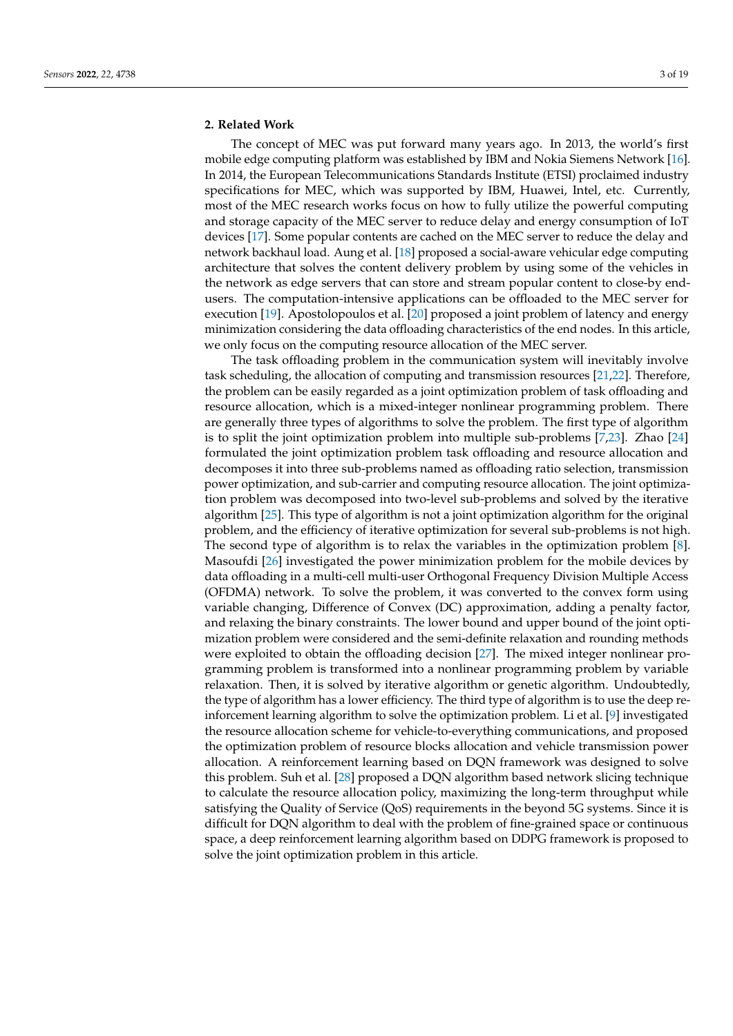## 2. Related Work

The concept of MEC was put forward many years ago. In 2013, the world's first mobile edge computing platform was established by IBM and Nokia Siemens Network [16]. In 2014, the European Telecommunications Standards Institute (ETSI) proclaimed industry specifications for MEC, which was supported by IBM, Huawei, Intel, etc. Currently, most of the MEC research works focus on how to fully utilize the powerful computing and storage capacity of the MEC server to reduce delay and energy consumption of IoT devices [17]. Some popular contents are cached on the MEC server to reduce the delay and network backhaul load. Aung et al. [18] proposed a social-aware vehicular edge computing architecture that solves the content delivery problem by using some of the vehicles in the network as edge servers that can store and stream popular content to close-by end-users. The computation-intensive applications can be offloaded to the MEC server for execution [19]. Apostolopoulos et al. [20] proposed a joint problem of latency and energy minimization considering the data offloading characteristics of the end nodes. In this article, we only focus on the computing resource allocation of the MEC server.

The task offloading problem in the communication system will inevitably involve task scheduling, the allocation of computing and transmission resources [21,22]. Therefore, the problem can be easily regarded as a joint optimization problem of task offloading and resource allocation, which is a mixed-integer nonlinear programming problem. There are generally three types of algorithms to solve the problem. The first type of algorithm is to split the joint optimization problem into multiple sub-problems [7,23]. Zhao [24] formulated the joint optimization problem task offloading and resource allocation and decomposes it into three sub-problems named as offloading ratio selection, transmission power optimization, and sub-carrier and computing resource allocation. The joint optimization problem was decomposed into two-level sub-problems and solved by the iterative algorithm [25]. This type of algorithm is not a joint optimization algorithm for the original problem, and the efficiency of iterative optimization for several sub-problems is not high. The second type of algorithm is to relax the variables in the optimization problem [8]. Masoufdi [26] investigated the power minimization problem for the mobile devices by data offloading in a multi-cell multi-user Orthogonal Frequency Division Multiple Access (OFDMA) network. To solve the problem, it was converted to the convex form using variable changing, Difference of Convex (DC) approximation, adding a penalty factor, and relaxing the binary constraints. The lower bound and upper bound of the joint optimization problem were considered and the semi-definite relaxation and rounding methods were exploited to obtain the offloading decision [27]. The mixed integer nonlinear programming problem is transformed into a nonlinear programming problem by variable relaxation. Then, it is solved by iterative algorithm or genetic algorithm. Undoubtedly, the type of algorithm has a lower efficiency. The third type of algorithm is to use the deep reinforcement learning algorithm to solve the optimization problem. Li et al. [9] investigated the resource allocation scheme for vehicle-to-everything communications, and proposed the optimization problem of resource blocks allocation and vehicle transmission power allocation. A reinforcement learning based on DQN framework was designed to solve this problem. Suh et al. [28] proposed a DQN algorithm based network slicing technique to calculate the resource allocation policy, maximizing the long-term throughput while satisfying the Quality of Service (QoS) requirements in the beyond 5G systems. Since it is difficult for DQN algorithm to deal with the problem of fine-grained space or continuous space, a deep reinforcement learning algorithm based on DDPG framework is proposed to solve the joint optimization problem in this article.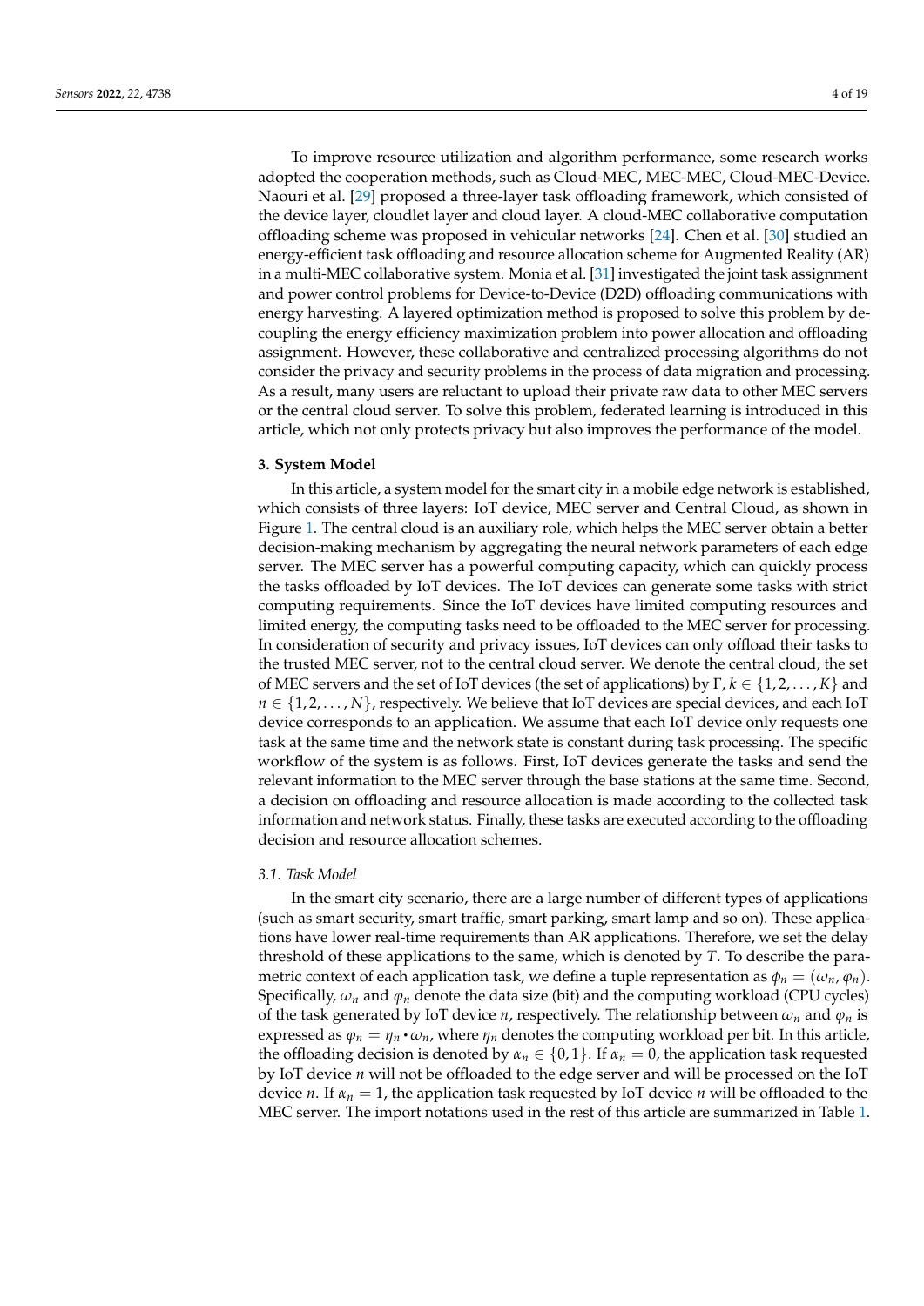To improve resource utilization and algorithm performance, some research works adopted the cooperation methods, such as Cloud-MEC, MEC-MEC, Cloud-MEC-Device. Naouri et al. [29] proposed a three-layer task offloading framework, which consisted of the device layer, cloudlet layer and cloud layer. A cloud-MEC collaborative computation offloading scheme was proposed in vehicular networks [24]. Chen et al. [30] studied an energy-efficient task offloading and resource allocation scheme for Augmented Reality (AR) in a multi-MEC collaborative system. Monia et al. [31] investigated the joint task assignment and power control problems for Device-to-Device (D2D) offloading communications with energy harvesting. A layered optimization method is proposed to solve this problem by decoupling the energy efficiency maximization problem into power allocation and offloading assignment. However, these collaborative and centralized processing algorithms do not consider the privacy and security problems in the process of data migration and processing. As a result, many users are reluctant to upload their private raw data to other MEC servers or the central cloud server. To solve this problem, federated learning is introduced in this article, which not only protects privacy but also improves the performance of the model.

## 3. System Model

In this article, a system model for the smart city in a mobile edge network is established, which consists of three layers: IoT device, MEC server and Central Cloud, as shown in Figure 1. The central cloud is an auxiliary role, which helps the MEC server obtain a better decision-making mechanism by aggregating the neural network parameters of each edge server. The MEC server has a powerful computing capacity, which can quickly process the tasks offloaded by IoT devices. The IoT devices can generate some tasks with strict computing requirements. Since the IoT devices have limited computing resources and limited energy, the computing tasks need to be offloaded to the MEC server for processing. In consideration of security and privacy issues, IoT devices can only offload their tasks to the trusted MEC server, not to the central cloud server. We denote the central cloud, the set of MEC servers and the set of IoT devices (the set of applications) by $\Gamma$, $k \in \{1, 2, \ldots, K\}$ and $n \in \{1, 2, \ldots, N\}$, respectively. We believe that IoT devices are special devices, and each IoT device corresponds to an application. We assume that each IoT device only requests one task at the same time and the network state is constant during task processing. The specific workflow of the system is as follows. First, IoT devices generate the tasks and send the relevant information to the MEC server through the base stations at the same time. Second, a decision on offloading and resource allocation is made according to the collected task information and network status. Finally, these tasks are executed according to the offloading decision and resource allocation schemes.

### *3.1. Task Model*

In the smart city scenario, there are a large number of different types of applications (such as smart security, smart traffic, smart parking, smart lamp and so on). These applications have lower real-time requirements than AR applications. Therefore, we set the delay threshold of these applications to the same, which is denoted by $T$. To describe the parametric context of each application task, we define a tuple representation as $\phi_n = (\omega_n, \varphi_n)$. Specifically, $\omega_n$ and $\varphi_n$ denote the data size (bit) and the computing workload (CPU cycles) of the task generated by IoT device $n$, respectively. The relationship between $\omega_n$ and $\varphi_n$ is expressed as $\varphi_n = \eta_n \cdot \omega_n$, where $\eta_n$ denotes the computing workload per bit. In this article, the offloading decision is denoted by $\alpha_n \in \{0, 1\}$. If $\alpha_n = 0$, the application task requested by IoT device $n$ will not be offloaded to the edge server and will be processed on the IoT device $n$. If $\alpha_n = 1$, the application task requested by IoT device $n$ will be offloaded to the MEC server. The import notations used in the rest of this article are summarized in Table 1.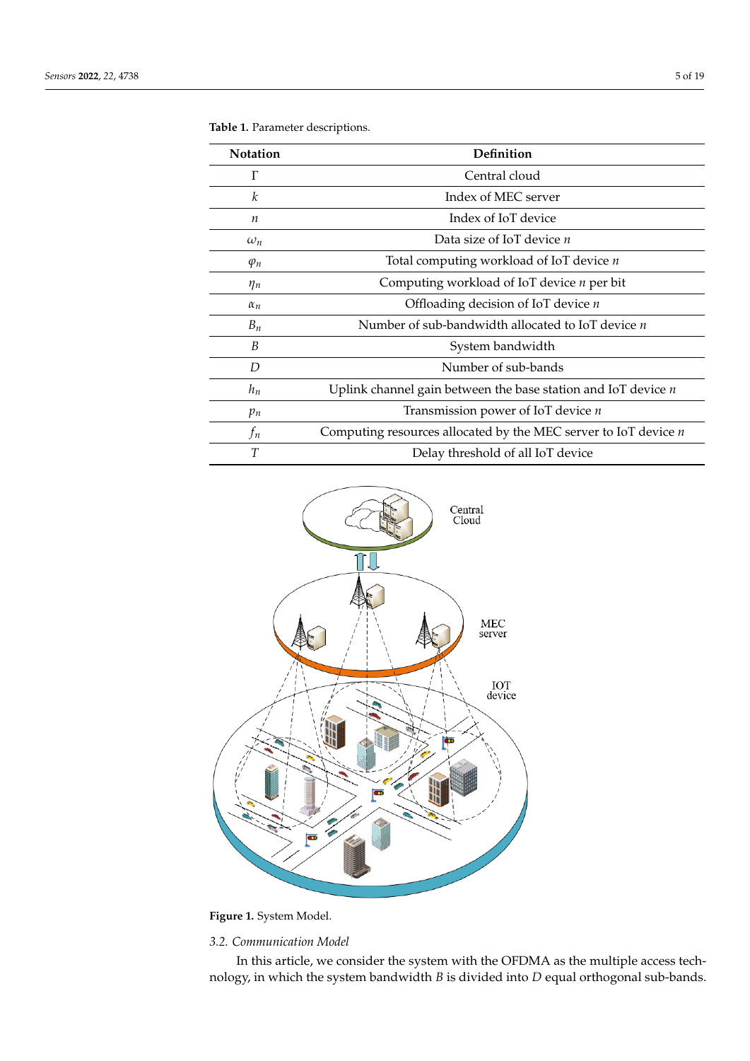**Table 1.** Parameter descriptions.

| Notation | Definition |
|---|---|
| $\Gamma$ | Central cloud |
| $k$ | Index of MEC server |
| $n$ | Index of IoT device |
| $\omega_n$ | Data size of IoT device $n$ |
| $\varphi_n$ | Total computing workload of IoT device $n$ |
| $\eta_n$ | Computing workload of IoT device $n$ per bit |
| $\alpha_n$ | Offloading decision of IoT device $n$ |
| $B_n$ | Number of sub-bandwidth allocated to IoT device $n$ |
| $B$ | System bandwidth |
| $D$ | Number of sub-bands |
| $h_n$ | Uplink channel gain between the base station and IoT device $n$ |
| $p_n$ | Transmission power of IoT device $n$ |
| $f_n$ | Computing resources allocated by the MEC server to IoT device $n$ |
| $T$ | Delay threshold of all IoT device |

**Figure 1.** System Model.

### *3.2. Communication Model*

In this article, we consider the system with the OFDMA as the multiple access technology, in which the system bandwidth $B$ is divided into $D$ equal orthogonal sub-bands.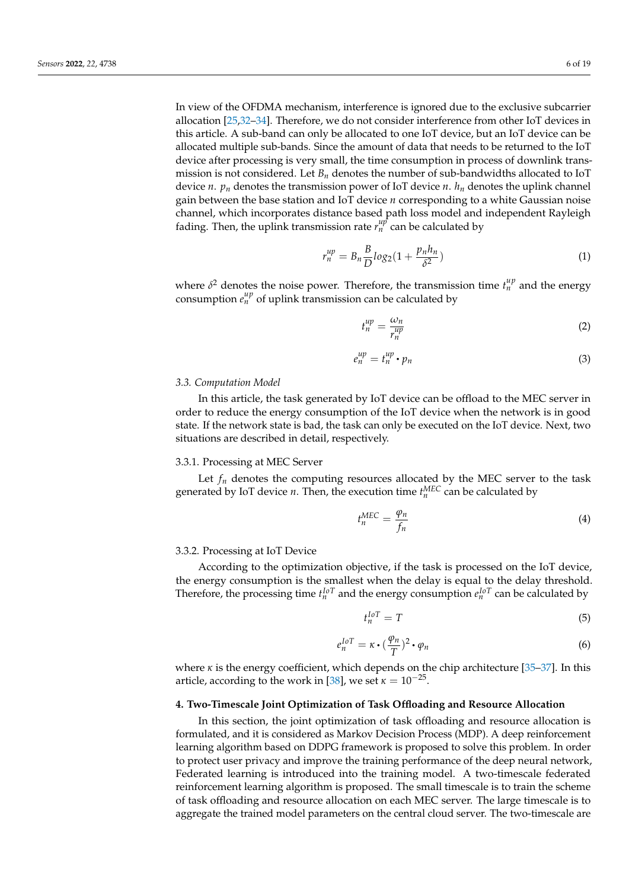In view of the OFDMA mechanism, interference is ignored due to the exclusive subcarrier allocation [25,32–34]. Therefore, we do not consider interference from other IoT devices in this article. A sub-band can only be allocated to one IoT device, but an IoT device can be allocated multiple sub-bands. Since the amount of data that needs to be returned to the IoT device after processing is very small, the time consumption in process of downlink transmission is not considered. Let $B_n$ denotes the number of sub-bandwidths allocated to IoT device $n$. $p_n$ denotes the transmission power of IoT device $n$. $h_n$ denotes the uplink channel gain between the base station and IoT device $n$ corresponding to a white Gaussian noise channel, which incorporates distance based path loss model and independent Rayleigh fading. Then, the uplink transmission rate $r_n^{up}$ can be calculated by

$$r_n^{up} = B_n \frac{B}{D} log_2(1 + \frac{p_n h_n}{\delta^2}) \tag{1}$$

where $\delta^2$ denotes the noise power. Therefore, the transmission time $t_n^{up}$ and the energy consumption $e_n^{up}$ of uplink transmission can be calculated by

$$t_n^{up} = \frac{\omega_n}{r_n^{up}} \tag{2}$$

$$e_n^{up} = t_n^{up} \cdot p_n \tag{3}$$

### *3.3. Computation Model*

In this article, the task generated by IoT device can be offload to the MEC server in order to reduce the energy consumption of the IoT device when the network is in good state. If the network state is bad, the task can only be executed on the IoT device. Next, two situations are described in detail, respectively.

#### 3.3.1. Processing at MEC Server

Let $f_n$ denotes the computing resources allocated by the MEC server to the task generated by IoT device $n$. Then, the execution time $t_n^{MEC}$ can be calculated by

$$t_n^{MEC} = \frac{\varphi_n}{f_n} \tag{4}$$

#### 3.3.2. Processing at IoT Device

According to the optimization objective, if the task is processed on the IoT device, the energy consumption is the smallest when the delay is equal to the delay threshold. Therefore, the processing time $t_n^{IoT}$ and the energy consumption $e_n^{IoT}$ can be calculated by

$$t_n^{IoT} = T \tag{5}$$

$$e_n^{IoT} = \kappa \cdot (\frac{\varphi_n}{T})^2 \cdot \varphi_n \tag{6}$$

where $\kappa$ is the energy coefficient, which depends on the chip architecture [35–37]. In this article, according to the work in [38], we set $\kappa = 10^{-25}$.

## **4. Two-Timescale Joint Optimization of Task Offloading and Resource Allocation**

In this section, the joint optimization of task offloading and resource allocation is formulated, and it is considered as Markov Decision Process (MDP). A deep reinforcement learning algorithm based on DDPG framework is proposed to solve this problem. In order to protect user privacy and improve the training performance of the deep neural network, Federated learning is introduced into the training model. A two-timescale federated reinforcement learning algorithm is proposed. The small timescale is to train the scheme of task offloading and resource allocation on each MEC server. The large timescale is to aggregate the trained model parameters on the central cloud server. The two-timescale are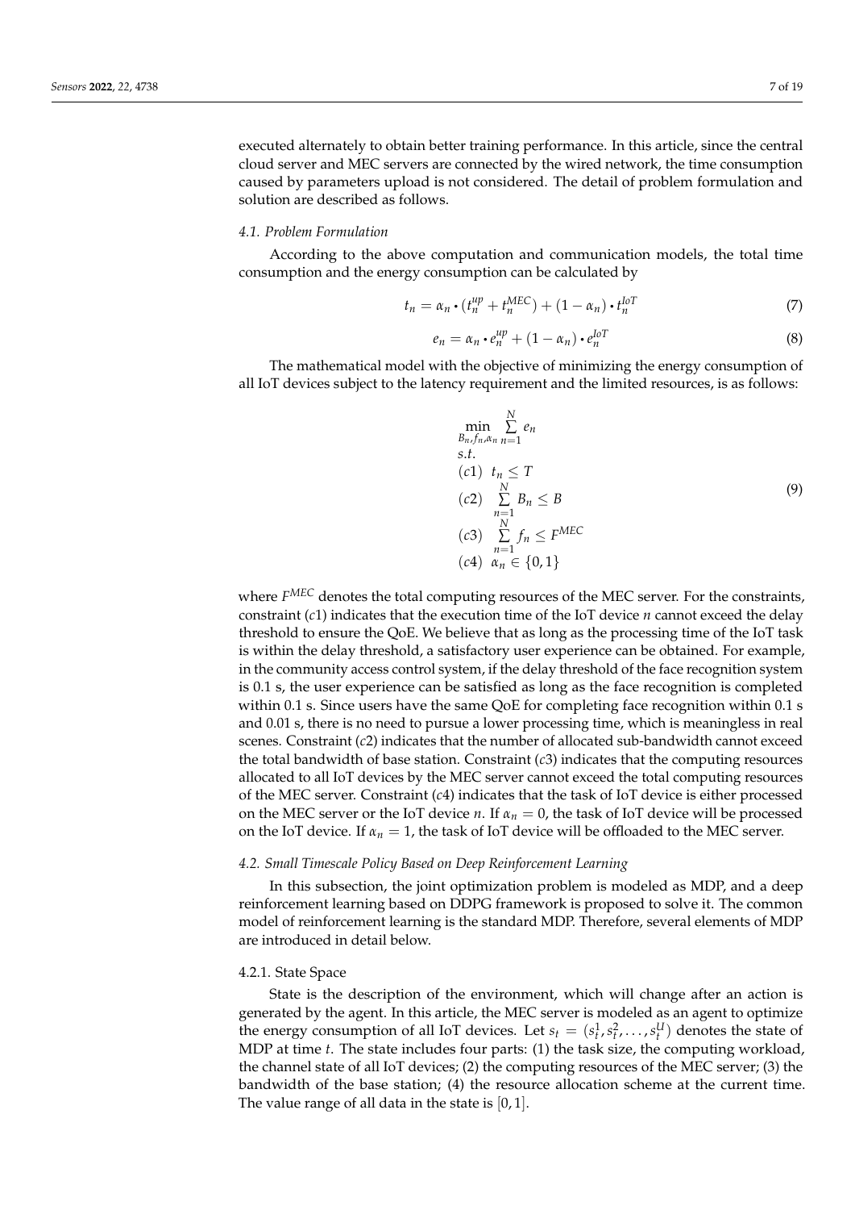executed alternately to obtain better training performance. In this article, since the central cloud server and MEC servers are connected by the wired network, the time consumption caused by parameters upload is not considered. The detail of problem formulation and solution are described as follows.

### *4.1. Problem Formulation*

According to the above computation and communication models, the total time consumption and the energy consumption can be calculated by

$$t_n = \alpha_n \cdot (t_n^{up} + t_n^{MEC}) + (1 - \alpha_n) \cdot t_n^{IoT} \tag{7}$$

$$e_n = \alpha_n \cdot e_n^{up} + (1 - \alpha_n) \cdot e_n^{IoT} \tag{8}$$

The mathematical model with the objective of minimizing the energy consumption of all IoT devices subject to the latency requirement and the limited resources, is as follows:

$$\begin{aligned} &\min_{B_n, f_n, \alpha_n} \sum_{n=1}^{N} e_n \\ &s.t. \\ &(c1)\ \ t_n \leq T \\ &(c2)\ \ \sum_{n=1}^{N} B_n \leq B \\ &(c3)\ \ \sum_{n=1}^{N} f_n \leq F^{MEC} \\ &(c4)\ \ \alpha_n \in \{0, 1\} \end{aligned} \tag{9}$$

where $F^{MEC}$ denotes the total computing resources of the MEC server. For the constraints, constraint $(c1)$ indicates that the execution time of the IoT device $n$ cannot exceed the delay threshold to ensure the QoE. We believe that as long as the processing time of the IoT task is within the delay threshold, a satisfactory user experience can be obtained. For example, in the community access control system, if the delay threshold of the face recognition system is 0.1 s, the user experience can be satisfied as long as the face recognition is completed within 0.1 s. Since users have the same QoE for completing face recognition within 0.1 s and 0.01 s, there is no need to pursue a lower processing time, which is meaningless in real scenes. Constraint $(c2)$ indicates that the number of allocated sub-bandwidth cannot exceed the total bandwidth of base station. Constraint $(c3)$ indicates that the computing resources allocated to all IoT devices by the MEC server cannot exceed the total computing resources of the MEC server. Constraint $(c4)$ indicates that the task of IoT device is either processed on the MEC server or the IoT device $n$. If $\alpha_n = 0$, the task of IoT device will be processed on the IoT device. If $\alpha_n = 1$, the task of IoT device will be offloaded to the MEC server.

### *4.2. Small Timescale Policy Based on Deep Reinforcement Learning*

In this subsection, the joint optimization problem is modeled as MDP, and a deep reinforcement learning based on DDPG framework is proposed to solve it. The common model of reinforcement learning is the standard MDP. Therefore, several elements of MDP are introduced in detail below.

#### 4.2.1. State Space

State is the description of the environment, which will change after an action is generated by the agent. In this article, the MEC server is modeled as an agent to optimize the energy consumption of all IoT devices. Let $s_t = (s_t^1, s_t^2, \ldots, s_t^U)$ denotes the state of MDP at time $t$. The state includes four parts: (1) the task size, the computing workload, the channel state of all IoT devices; (2) the computing resources of the MEC server; (3) the bandwidth of the base station; (4) the resource allocation scheme at the current time. The value range of all data in the state is $[0, 1]$.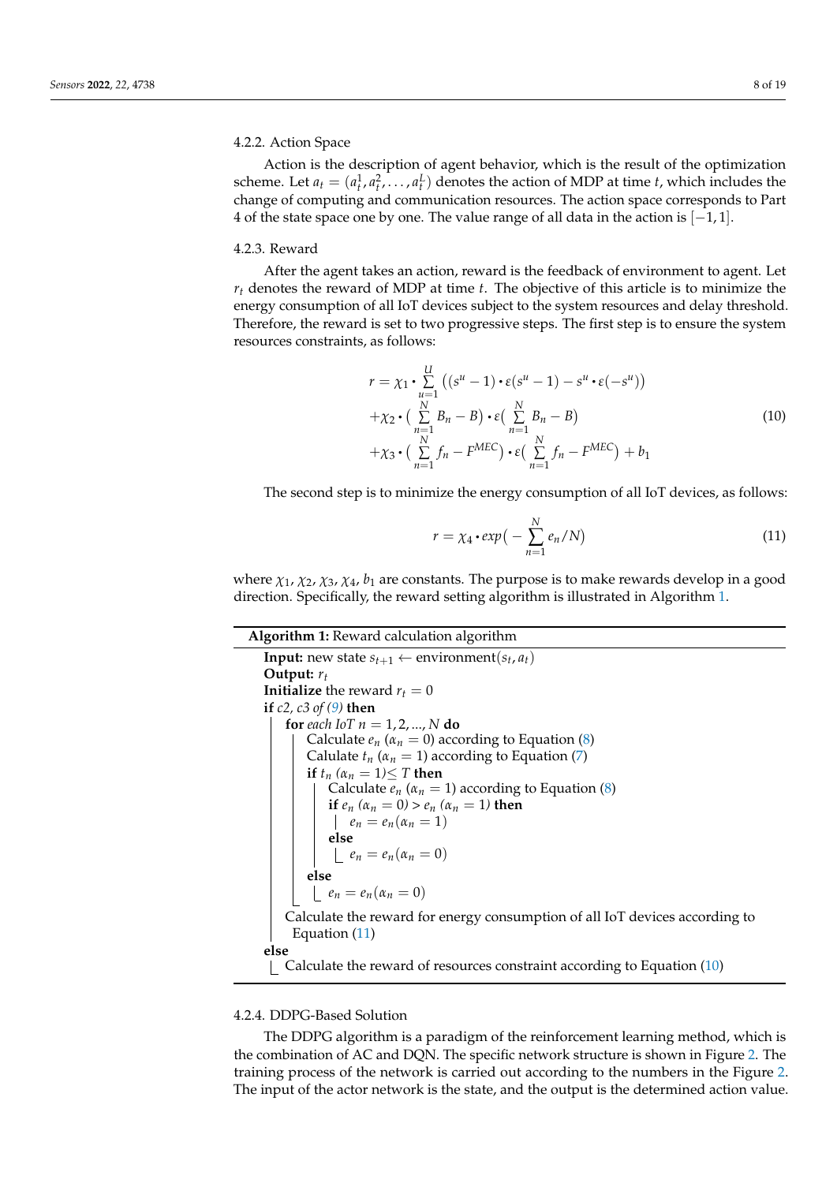#### 4.2.2. Action Space

Action is the description of agent behavior, which is the result of the optimization scheme. Let $a_t = (a_t^1, a_t^2, \ldots, a_t^L)$ denotes the action of MDP at time $t$, which includes the change of computing and communication resources. The action space corresponds to Part 4 of the state space one by one. The value range of all data in the action is $[-1, 1]$.

#### 4.2.3. Reward

After the agent takes an action, reward is the feedback of environment to agent. Let $r_t$ denotes the reward of MDP at time $t$. The objective of this article is to minimize the energy consumption of all IoT devices subject to the system resources and delay threshold. Therefore, the reward is set to two progressive steps. The first step is to ensure the system resources constraints, as follows:

$$
\begin{aligned}
r = & \chi_1 \cdot \sum_{u=1}^{U} \left( (s^u - 1) \cdot \varepsilon(s^u - 1) - s^u \cdot \varepsilon(-s^u) \right) \\
& + \chi_2 \cdot \big( \sum_{n=1}^{N} B_n - B \big) \cdot \varepsilon \big( \sum_{n=1}^{N} B_n - B \big) \\
& + \chi_3 \cdot \big( \sum_{n=1}^{N} f_n - F^{MEC} \big) \cdot \varepsilon \big( \sum_{n=1}^{N} f_n - F^{MEC} \big) + b_1
\end{aligned} \tag{10}
$$

The second step is to minimize the energy consumption of all IoT devices, as follows:

$$
r = \chi_4 \cdot exp\big( - \sum_{n=1}^{N} e_n / N \big) \tag{11}
$$

where $\chi_1$, $\chi_2$, $\chi_3$, $\chi_4$, $b_1$ are constants. The purpose is to make rewards develop in a good direction. Specifically, the reward setting algorithm is illustrated in Algorithm 1.

```
Algorithm 1: Reward calculation algorithm
Input: new state s_{t+1} ← environment(s_t, a_t)
Output: r_t
Initialize the reward r_t = 0
if c2, c3 of (9) then
    for each IoT n = 1, 2, ..., N do
        Calculate e_n (α_n = 0) according to Equation (8)
        Calulate t_n (α_n = 1) according to Equation (7)
        if t_n (α_n = 1) ≤ T then
            Calculate e_n (α_n = 1) according to Equation (8)
            if e_n (α_n = 0) > e_n (α_n = 1) then
                e_n = e_n(α_n = 1)
            else
                e_n = e_n(α_n = 0)
        else
            e_n = e_n(α_n = 0)
    Calculate the reward for energy consumption of all IoT devices according to
      Equation (11)
else
    Calculate the reward of resources constraint according to Equation (10)
```

#### 4.2.4. DDPG-Based Solution

The DDPG algorithm is a paradigm of the reinforcement learning method, which is the combination of AC and DQN. The specific network structure is shown in Figure 2. The training process of the network is carried out according to the numbers in the Figure 2. The input of the actor network is the state, and the output is the determined action value.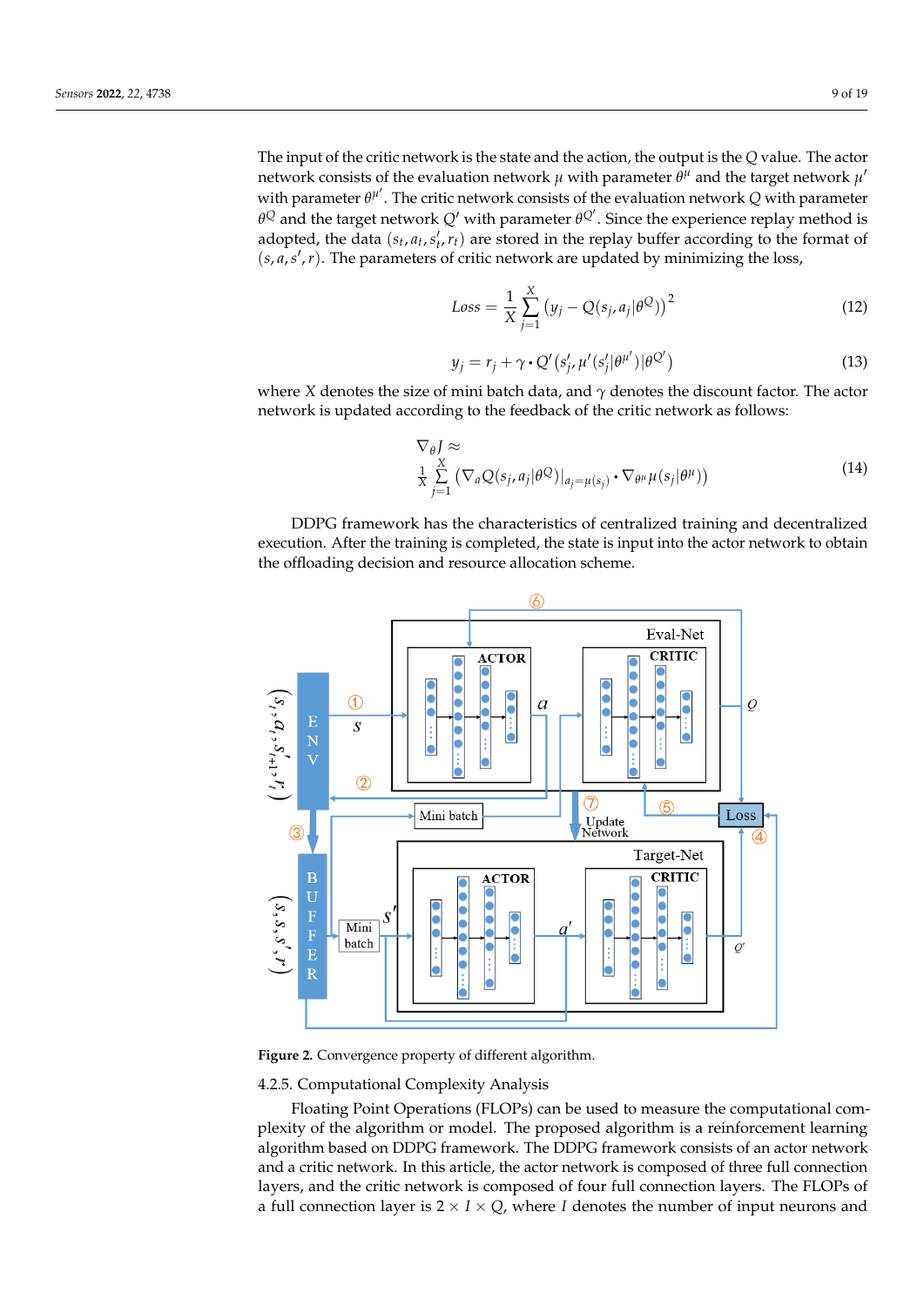The input of the critic network is the state and the action, the output is the $Q$ value. The actor network consists of the evaluation network $\mu$ with parameter $\theta^{\mu}$ and the target network $\mu'$ with parameter $\theta^{\mu'}$. The critic network consists of the evaluation network $Q$ with parameter $\theta^{Q}$ and the target network $Q'$ with parameter $\theta^{Q'}$. Since the experience replay method is adopted, the data $(s_t, a_t, s_t', r_t)$ are stored in the replay buffer according to the format of $(s, a, s', r)$. The parameters of critic network are updated by minimizing the loss,

$$Loss = \frac{1}{X}\sum_{j=1}^{X}\left(y_j - Q(s_j, a_j|\theta^{Q})\right)^2 \tag{12}$$

$$y_j = r_j + \gamma \cdot Q'\left(s_j', \mu'(s_j'|\theta^{\mu'})|\theta^{Q'}\right) \tag{13}$$

where $X$ denotes the size of mini batch data, and $\gamma$ denotes the discount factor. The actor network is updated according to the feedback of the critic network as follows:

$$\nabla_{\theta} J \approx \frac{1}{X}\sum_{j=1}^{X}\left(\nabla_a Q(s_j, a_j|\theta^{Q})|_{a_j=\mu(s_j)} \cdot \nabla_{\theta^{\mu}}\mu(s_j|\theta^{\mu})\right) \tag{14}$$

DDPG framework has the characteristics of centralized training and decentralized execution. After the training is completed, the state is input into the actor network to obtain the offloading decision and resource allocation scheme.

**Figure 2.** Convergence property of different algorithm.

4.2.5. Computational Complexity Analysis

Floating Point Operations (FLOPs) can be used to measure the computational complexity of the algorithm or model. The proposed algorithm is a reinforcement learning algorithm based on DDPG framework. The DDPG framework consists of an actor network and a critic network. In this article, the actor network is composed of three full connection layers, and the critic network is composed of four full connection layers. The FLOPs of a full connection layer is $2 \times I \times Q$, where $I$ denotes the number of input neurons and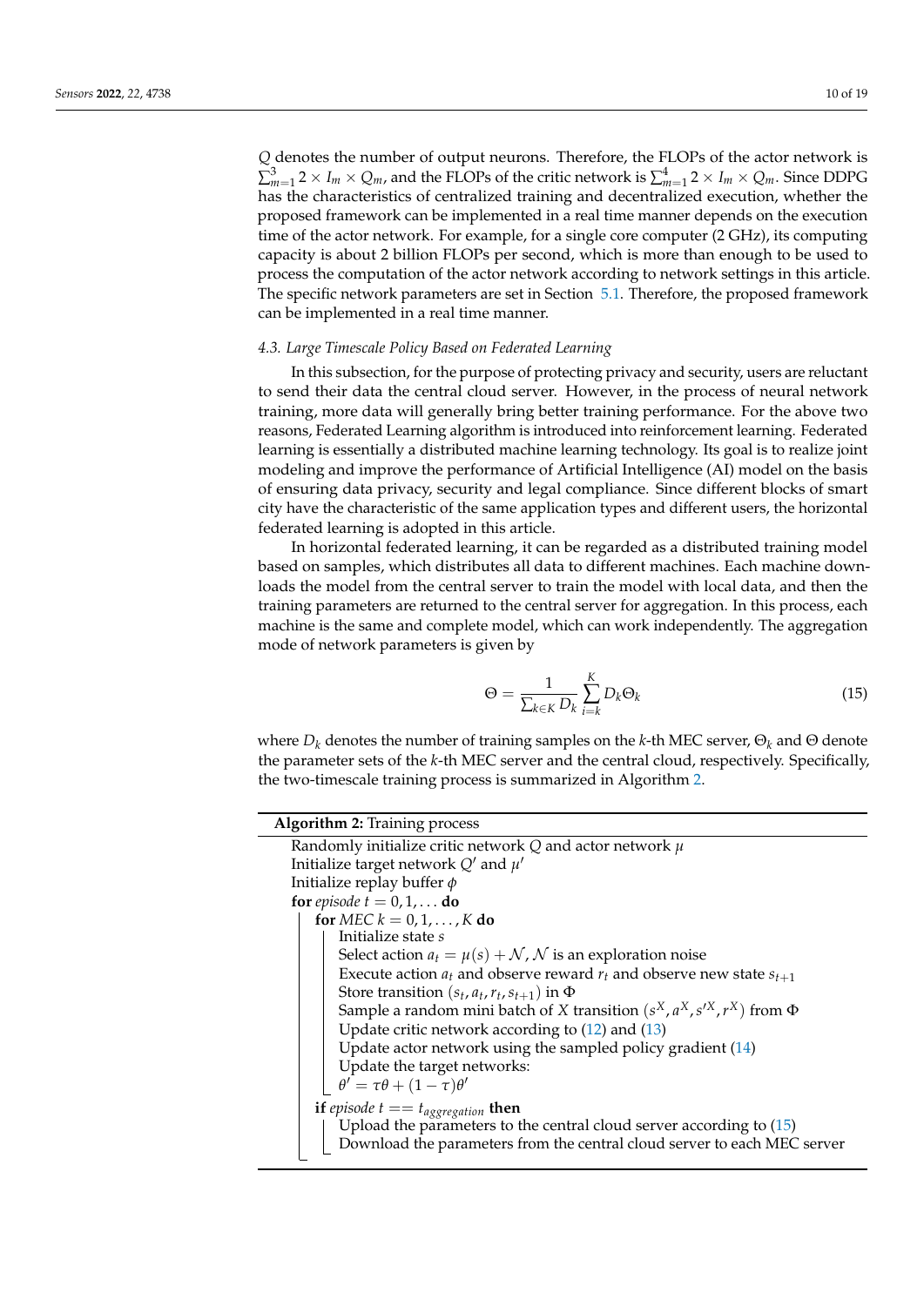$Q$ denotes the number of output neurons. Therefore, the FLOPs of the actor network is $\sum_{m=1}^{3} 2 \times I_m \times Q_m$, and the FLOPs of the critic network is $\sum_{m=1}^{4} 2 \times I_m \times Q_m$. Since DDPG has the characteristics of centralized training and decentralized execution, whether the proposed framework can be implemented in a real time manner depends on the execution time of the actor network. For example, for a single core computer (2 GHz), its computing capacity is about 2 billion FLOPs per second, which is more than enough to be used to process the computation of the actor network according to network settings in this article. The specific network parameters are set in Section 5.1. Therefore, the proposed framework can be implemented in a real time manner.

### 4.3. Large Timescale Policy Based on Federated Learning

In this subsection, for the purpose of protecting privacy and security, users are reluctant to send their data the central cloud server. However, in the process of neural network training, more data will generally bring better training performance. For the above two reasons, Federated Learning algorithm is introduced into reinforcement learning. Federated learning is essentially a distributed machine learning technology. Its goal is to realize joint modeling and improve the performance of Artificial Intelligence (AI) model on the basis of ensuring data privacy, security and legal compliance. Since different blocks of smart city have the characteristic of the same application types and different users, the horizontal federated learning is adopted in this article.

In horizontal federated learning, it can be regarded as a distributed training model based on samples, which distributes all data to different machines. Each machine downloads the model from the central server to train the model with local data, and then the training parameters are returned to the central server for aggregation. In this process, each machine is the same and complete model, which can work independently. The aggregation mode of network parameters is given by

$$\Theta = \frac{1}{\sum_{k \in K} D_k} \sum_{i=k}^{K} D_k \Theta_k \tag{15}$$

where $D_k$ denotes the number of training samples on the $k$-th MEC server, $\Theta_k$ and $\Theta$ denote the parameter sets of the $k$-th MEC server and the central cloud, respectively. Specifically, the two-timescale training process is summarized in Algorithm 2.

```
Algorithm 2: Training process
Randomly initialize critic network Q and actor network μ
Initialize target network Q' and μ'
Initialize replay buffer ϕ
for episode t = 0, 1, ... do
    for MEC k = 0, 1, ..., K do
        Initialize state s
        Select action a_t = μ(s) + N, N is an exploration noise
        Execute action a_t and observe reward r_t and observe new state s_{t+1}
        Store transition (s_t, a_t, r_t, s_{t+1}) in Φ
        Sample a random mini batch of X transition (s^X, a^X, s'^X, r^X) from Φ
        Update critic network according to (12) and (13)
        Update actor network using the sampled policy gradient (14)
        Update the target networks:
        θ' = τθ + (1 − τ)θ'
    if episode t == t_aggregation then
        Upload the parameters to the central cloud server according to (15)
        Download the parameters from the central cloud server to each MEC server
```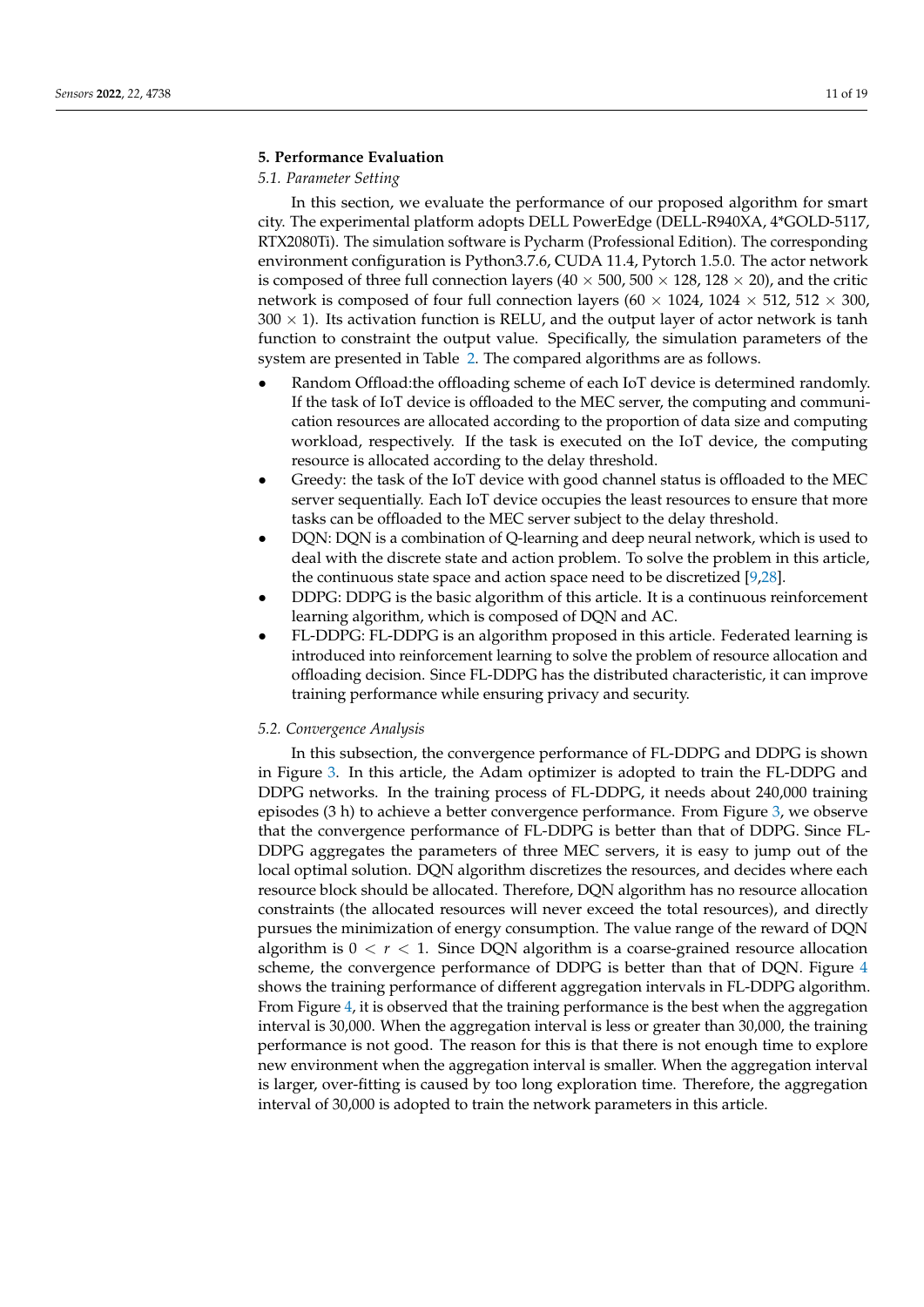## 5. Performance Evaluation

### 5.1. Parameter Setting

In this section, we evaluate the performance of our proposed algorithm for smart city. The experimental platform adopts DELL PowerEdge (DELL-R940XA, 4*GOLD-5117, RTX2080Ti). The simulation software is Pycharm (Professional Edition). The corresponding environment configuration is Python3.7.6, CUDA 11.4, Pytorch 1.5.0. The actor network is composed of three full connection layers ($40 \times 500$, $500 \times 128$, $128 \times 20$), and the critic network is composed of four full connection layers ($60 \times 1024$, $1024 \times 512$, $512 \times 300$, $300 \times 1$). Its activation function is RELU, and the output layer of actor network is tanh function to constraint the output value. Specifically, the simulation parameters of the system are presented in Table 2. The compared algorithms are as follows.

- Random Offload:the offloading scheme of each IoT device is determined randomly. If the task of IoT device is offloaded to the MEC server, the computing and communication resources are allocated according to the proportion of data size and computing workload, respectively. If the task is executed on the IoT device, the computing resource is allocated according to the delay threshold.
- Greedy: the task of the IoT device with good channel status is offloaded to the MEC server sequentially. Each IoT device occupies the least resources to ensure that more tasks can be offloaded to the MEC server subject to the delay threshold.
- DQN: DQN is a combination of Q-learning and deep neural network, which is used to deal with the discrete state and action problem. To solve the problem in this article, the continuous state space and action space need to be discretized [9,28].
- DDPG: DDPG is the basic algorithm of this article. It is a continuous reinforcement learning algorithm, which is composed of DQN and AC.
- FL-DDPG: FL-DDPG is an algorithm proposed in this article. Federated learning is introduced into reinforcement learning to solve the problem of resource allocation and offloading decision. Since FL-DDPG has the distributed characteristic, it can improve training performance while ensuring privacy and security.

### 5.2. Convergence Analysis

In this subsection, the convergence performance of FL-DDPG and DDPG is shown in Figure 3. In this article, the Adam optimizer is adopted to train the FL-DDPG and DDPG networks. In the training process of FL-DDPG, it needs about 240,000 training episodes (3 h) to achieve a better convergence performance. From Figure 3, we observe that the convergence performance of FL-DDPG is better than that of DDPG. Since FL-DDPG aggregates the parameters of three MEC servers, it is easy to jump out of the local optimal solution. DQN algorithm discretizes the resources, and decides where each resource block should be allocated. Therefore, DQN algorithm has no resource allocation constraints (the allocated resources will never exceed the total resources), and directly pursues the minimization of energy consumption. The value range of the reward of DQN algorithm is $0 < r < 1$. Since DQN algorithm is a coarse-grained resource allocation scheme, the convergence performance of DDPG is better than that of DQN. Figure 4 shows the training performance of different aggregation intervals in FL-DDPG algorithm. From Figure 4, it is observed that the training performance is the best when the aggregation interval is 30,000. When the aggregation interval is less or greater than 30,000, the training performance is not good. The reason for this is that there is not enough time to explore new environment when the aggregation interval is smaller. When the aggregation interval is larger, over-fitting is caused by too long exploration time. Therefore, the aggregation interval of 30,000 is adopted to train the network parameters in this article.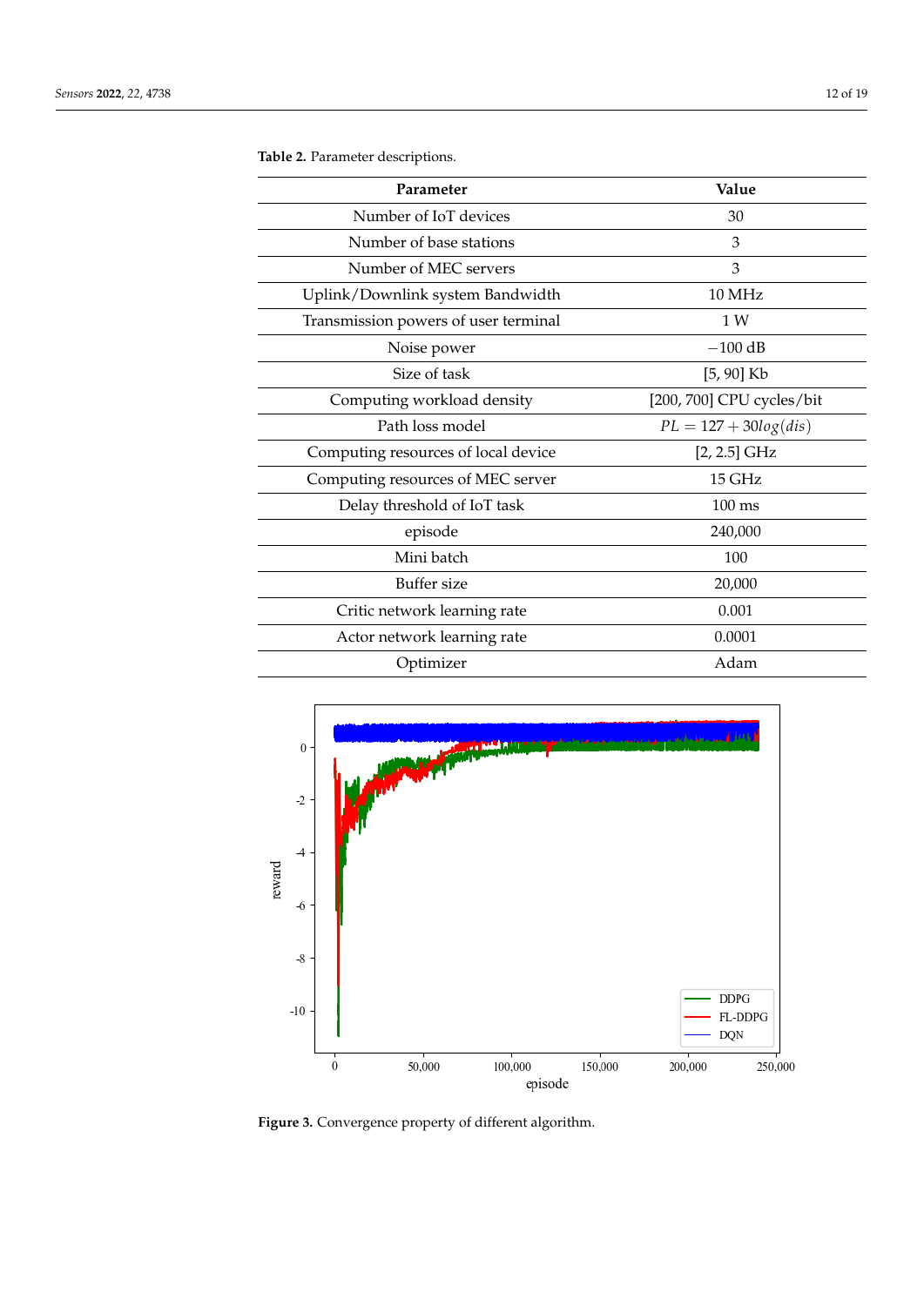**Table 2.** Parameter descriptions.

| Parameter | Value |
| --- | --- |
| Number of IoT devices | 30 |
| Number of base stations | 3 |
| Number of MEC servers | 3 |
| Uplink/Downlink system Bandwidth | 10 MHz |
| Transmission powers of user terminal | 1 W |
| Noise power | −100 dB |
| Size of task | [5, 90] Kb |
| Computing workload density | [200, 700] CPU cycles/bit |
| Path loss model | $PL = 127 + 30log(dis)$ |
| Computing resources of local device | [2, 2.5] GHz |
| Computing resources of MEC server | 15 GHz |
| Delay threshold of IoT task | 100 ms |
| episode | 240,000 |
| Mini batch | 100 |
| Buffer size | 20,000 |
| Critic network learning rate | 0.001 |
| Actor network learning rate | 0.0001 |
| Optimizer | Adam |

**Figure 3.** Convergence property of different algorithm.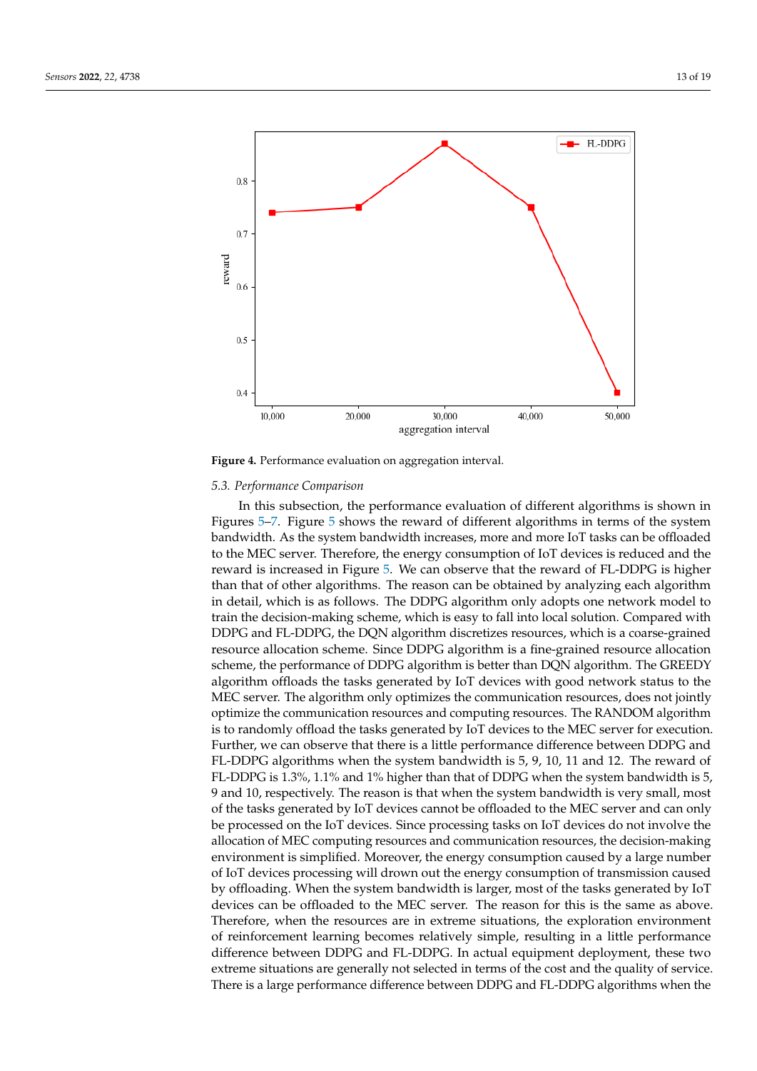**Figure 4.** Performance evaluation on aggregation interval.

*5.3. Performance Comparison*

In this subsection, the performance evaluation of different algorithms is shown in Figures 5–7. Figure 5 shows the reward of different algorithms in terms of the system bandwidth. As the system bandwidth increases, more and more IoT tasks can be offloaded to the MEC server. Therefore, the energy consumption of IoT devices is reduced and the reward is increased in Figure 5. We can observe that the reward of FL-DDPG is higher than that of other algorithms. The reason can be obtained by analyzing each algorithm in detail, which is as follows. The DDPG algorithm only adopts one network model to train the decision-making scheme, which is easy to fall into local solution. Compared with DDPG and FL-DDPG, the DQN algorithm discretizes resources, which is a coarse-grained resource allocation scheme. Since DDPG algorithm is a fine-grained resource allocation scheme, the performance of DDPG algorithm is better than DQN algorithm. The GREEDY algorithm offloads the tasks generated by IoT devices with good network status to the MEC server. The algorithm only optimizes the communication resources, does not jointly optimize the communication resources and computing resources. The RANDOM algorithm is to randomly offload the tasks generated by IoT devices to the MEC server for execution. Further, we can observe that there is a little performance difference between DDPG and FL-DDPG algorithms when the system bandwidth is 5, 9, 10, 11 and 12. The reward of FL-DDPG is 1.3%, 1.1% and 1% higher than that of DDPG when the system bandwidth is 5, 9 and 10, respectively. The reason is that when the system bandwidth is very small, most of the tasks generated by IoT devices cannot be offloaded to the MEC server and can only be processed on the IoT devices. Since processing tasks on IoT devices do not involve the allocation of MEC computing resources and communication resources, the decision-making environment is simplified. Moreover, the energy consumption caused by a large number of IoT devices processing will drown out the energy consumption of transmission caused by offloading. When the system bandwidth is larger, most of the tasks generated by IoT devices can be offloaded to the MEC server. The reason for this is the same as above. Therefore, when the resources are in extreme situations, the exploration environment of reinforcement learning becomes relatively simple, resulting in a little performance difference between DDPG and FL-DDPG. In actual equipment deployment, these two extreme situations are generally not selected in terms of the cost and the quality of service. There is a large performance difference between DDPG and FL-DDPG algorithms when the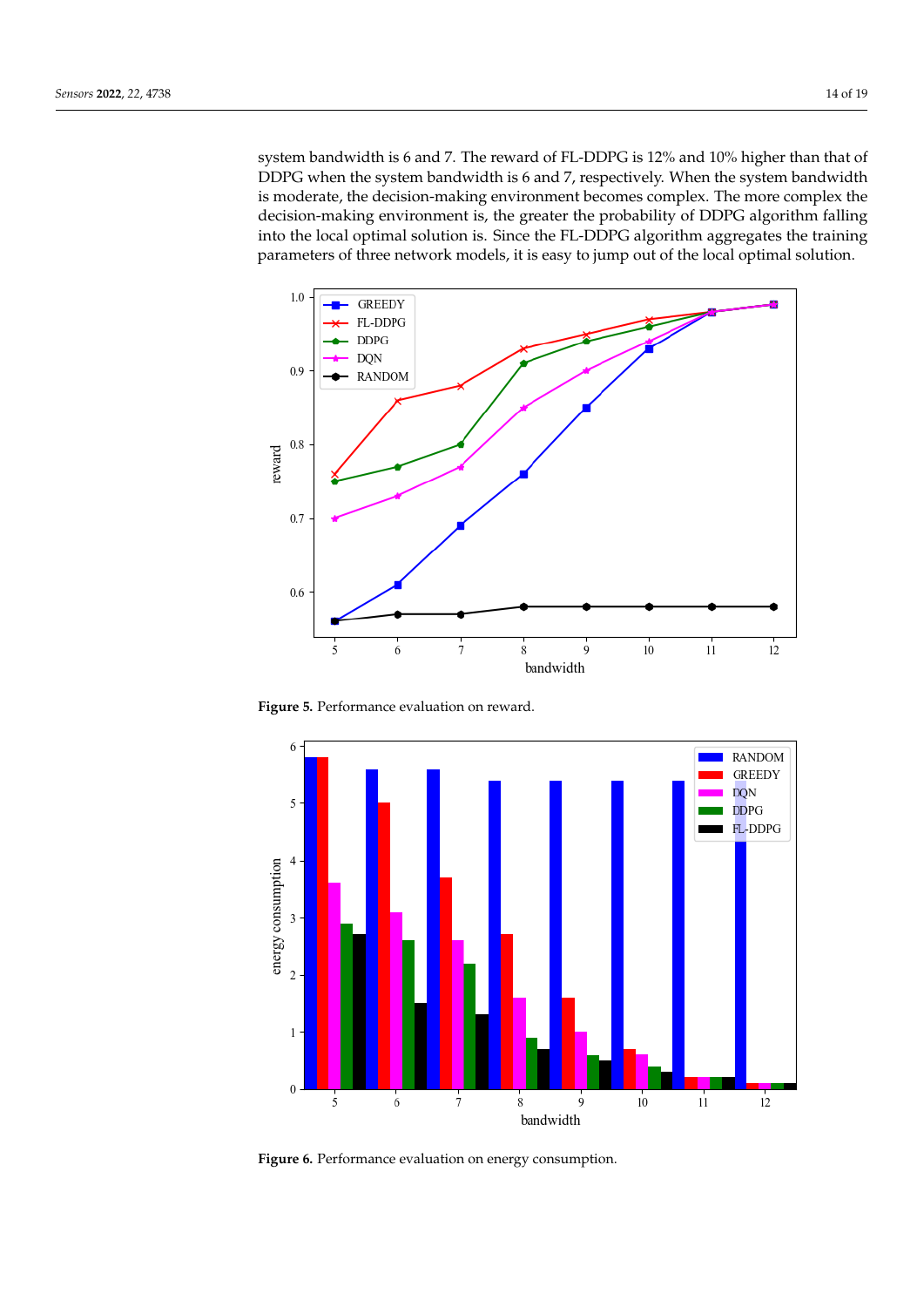system bandwidth is 6 and 7. The reward of FL-DDPG is 12% and 10% higher than that of DDPG when the system bandwidth is 6 and 7, respectively. When the system bandwidth is moderate, the decision-making environment becomes complex. The more complex the decision-making environment is, the greater the probability of DDPG algorithm falling into the local optimal solution is. Since the FL-DDPG algorithm aggregates the training parameters of three network models, it is easy to jump out of the local optimal solution.

**Figure 5.** Performance evaluation on reward.

**Figure 6.** Performance evaluation on energy consumption.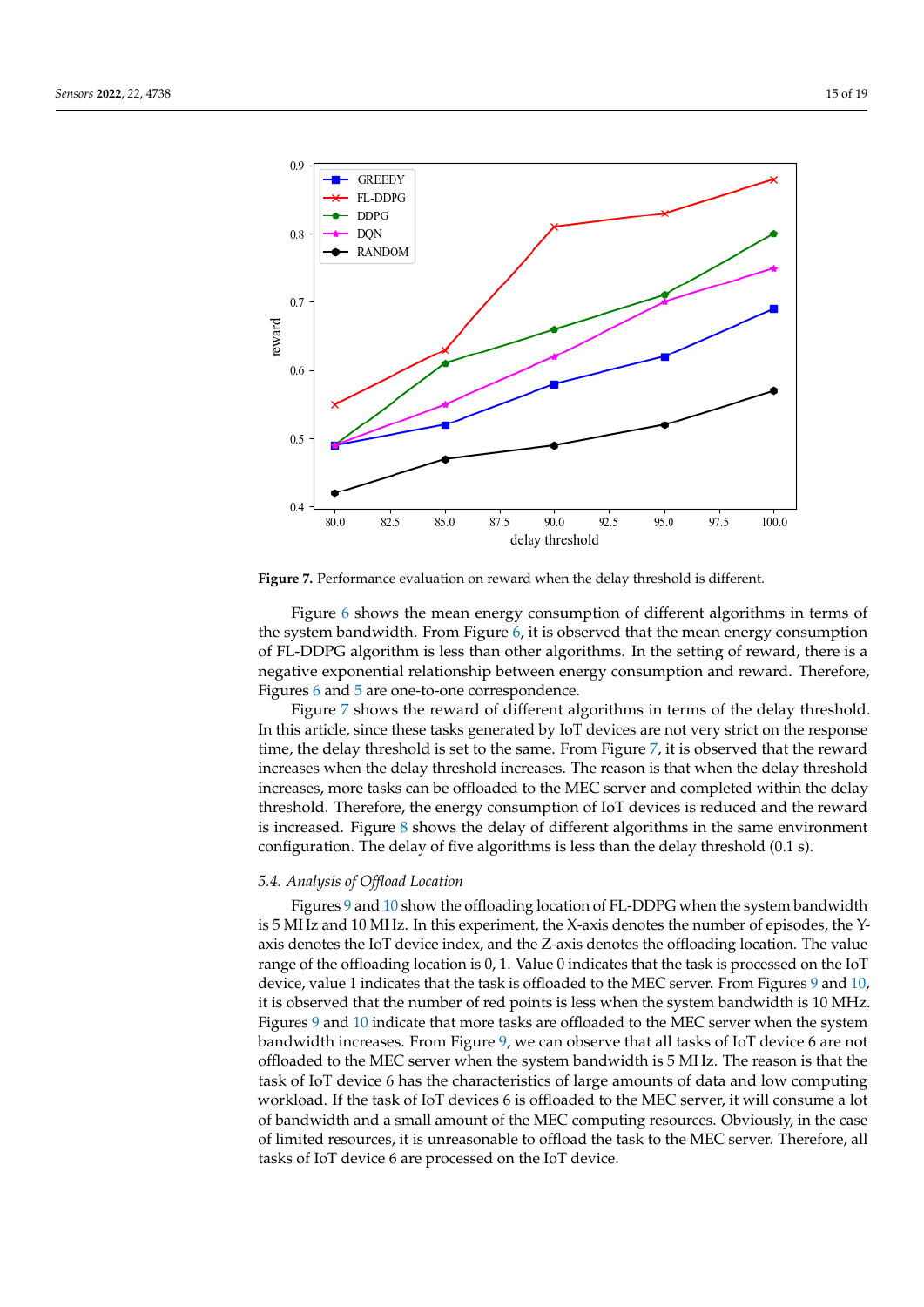**Figure 7.** Performance evaluation on reward when the delay threshold is different.

Figure 6 shows the mean energy consumption of different algorithms in terms of the system bandwidth. From Figure 6, it is observed that the mean energy consumption of FL-DDPG algorithm is less than other algorithms. In the setting of reward, there is a negative exponential relationship between energy consumption and reward. Therefore, Figures 6 and 5 are one-to-one correspondence.

Figure 7 shows the reward of different algorithms in terms of the delay threshold. In this article, since these tasks generated by IoT devices are not very strict on the response time, the delay threshold is set to the same. From Figure 7, it is observed that the reward increases when the delay threshold increases. The reason is that when the delay threshold increases, more tasks can be offloaded to the MEC server and completed within the delay threshold. Therefore, the energy consumption of IoT devices is reduced and the reward is increased. Figure 8 shows the delay of different algorithms in the same environment configuration. The delay of five algorithms is less than the delay threshold (0.1 s).

### *5.4. Analysis of Offload Location*

Figures 9 and 10 show the offloading location of FL-DDPG when the system bandwidth is 5 MHz and 10 MHz. In this experiment, the X-axis denotes the number of episodes, the Y-axis denotes the IoT device index, and the Z-axis denotes the offloading location. The value range of the offloading location is 0, 1. Value 0 indicates that the task is processed on the IoT device, value 1 indicates that the task is offloaded to the MEC server. From Figures 9 and 10, it is observed that the number of red points is less when the system bandwidth is 10 MHz. Figures 9 and 10 indicate that more tasks are offloaded to the MEC server when the system bandwidth increases. From Figure 9, we can observe that all tasks of IoT device 6 are not offloaded to the MEC server when the system bandwidth is 5 MHz. The reason is that the task of IoT device 6 has the characteristics of large amounts of data and low computing workload. If the task of IoT devices 6 is offloaded to the MEC server, it will consume a lot of bandwidth and a small amount of the MEC computing resources. Obviously, in the case of limited resources, it is unreasonable to offload the task to the MEC server. Therefore, all tasks of IoT device 6 are processed on the IoT device.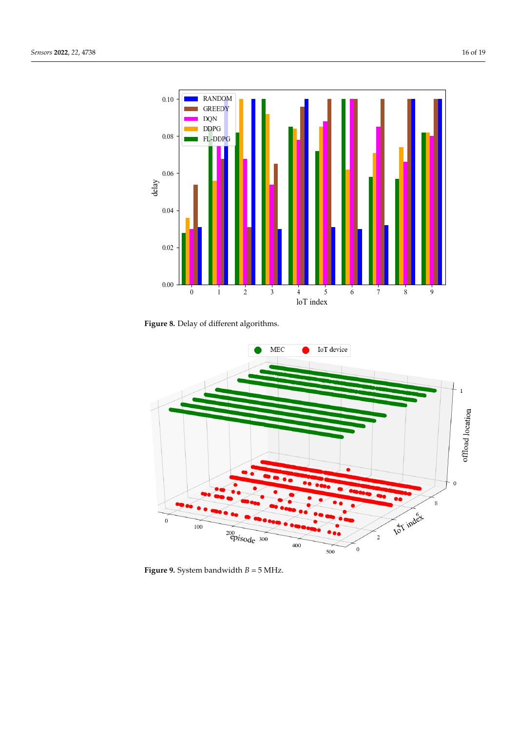**Figure 8.** Delay of different algorithms.

**Figure 9.** System bandwidth $B = 5$ MHz.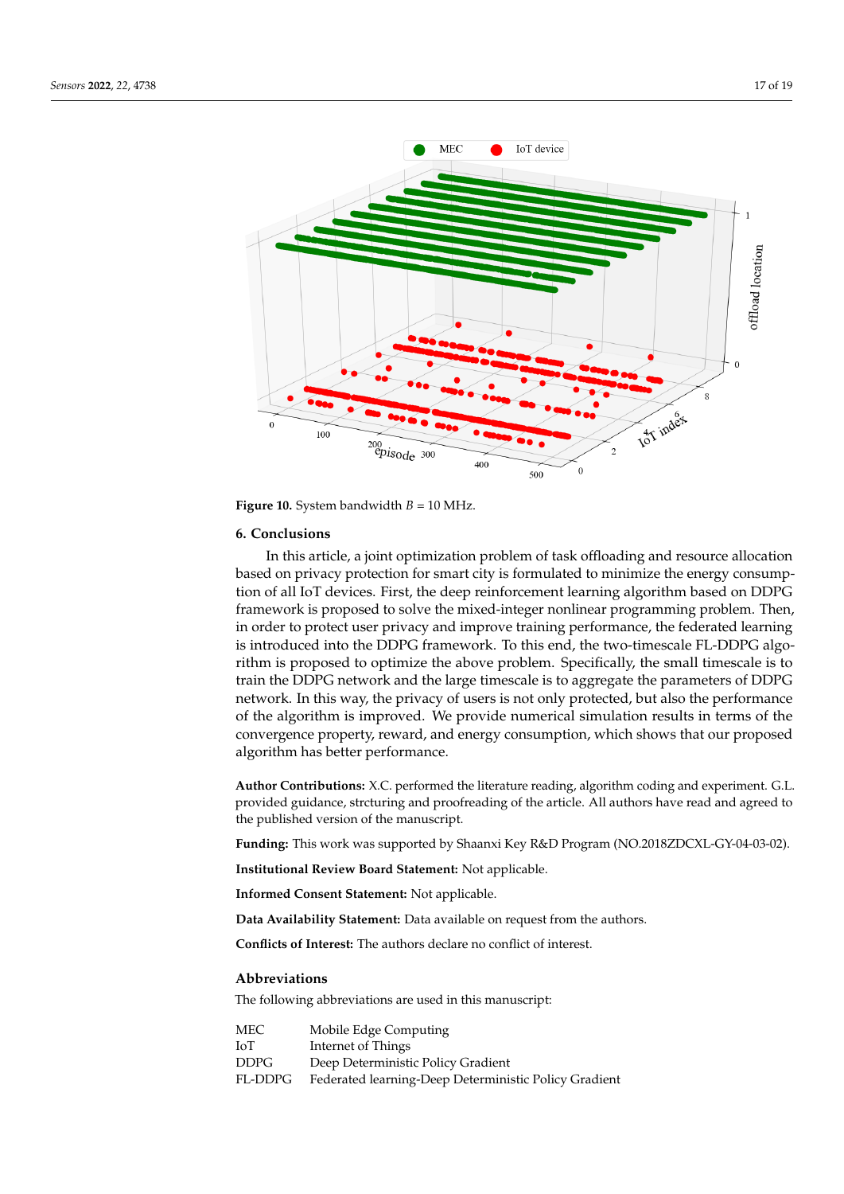**Figure 10.** System bandwidth $B = 10$ MHz.

## 6. Conclusions

In this article, a joint optimization problem of task offloading and resource allocation based on privacy protection for smart city is formulated to minimize the energy consumption of all IoT devices. First, the deep reinforcement learning algorithm based on DDPG framework is proposed to solve the mixed-integer nonlinear programming problem. Then, in order to protect user privacy and improve training performance, the federated learning is introduced into the DDPG framework. To this end, the two-timescale FL-DDPG algorithm is proposed to optimize the above problem. Specifically, the small timescale is to train the DDPG network and the large timescale is to aggregate the parameters of DDPG network. In this way, the privacy of users is not only protected, but also the performance of the algorithm is improved. We provide numerical simulation results in terms of the convergence property, reward, and energy consumption, which shows that our proposed algorithm has better performance.

**Author Contributions:** X.C. performed the literature reading, algorithm coding and experiment. G.L. provided guidance, strcturing and proofreading of the article. All authors have read and agreed to the published version of the manuscript.

**Funding:** This work was supported by Shaanxi Key R&D Program (NO.2018ZDCXL-GY-04-03-02).

**Institutional Review Board Statement:** Not applicable.

**Informed Consent Statement:** Not applicable.

**Data Availability Statement:** Data available on request from the authors.

**Conflicts of Interest:** The authors declare no conflict of interest.

## Abbreviations

The following abbreviations are used in this manuscript:

| | |
|---|---|
| MEC | Mobile Edge Computing |
| IoT | Internet of Things |
| DDPG | Deep Deterministic Policy Gradient |
| FL-DDPG | Federated learning-Deep Deterministic Policy Gradient |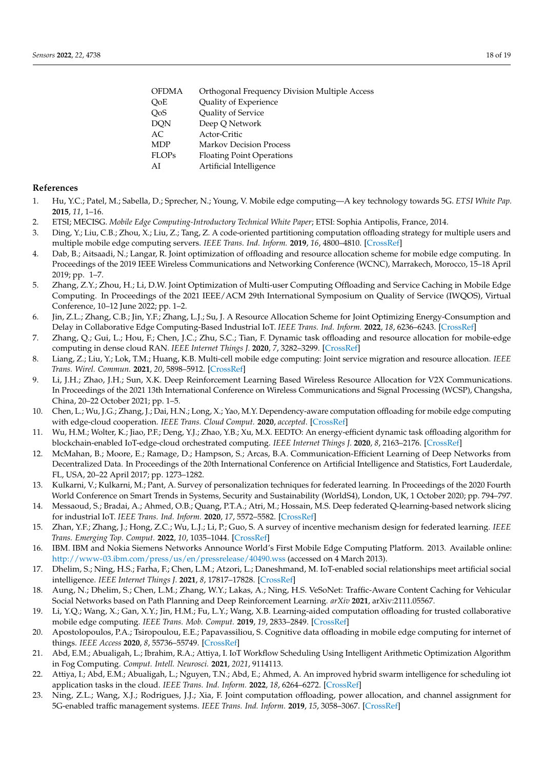| | |
|---|---|
| OFDMA | Orthogonal Frequency Division Multiple Access |
| QoE | Quality of Experience |
| QoS | Quality of Service |
| DQN | Deep Q Network |
| AC | Actor-Critic |
| MDP | Markov Decision Process |
| FLOPs | Floating Point Operations |
| AI | Artificial Intelligence |

## References

1. Hu, Y.C.; Patel, M.; Sabella, D.; Sprecher, N.; Young, V. Mobile edge computing—A key technology towards 5G. *ETSI White Pap.* **2015**, *11*, 1–16.
2. ETSI; MECISG. *Mobile Edge Computing-Introductory Technical White Paper*; ETSI: Sophia Antipolis, France, 2014.
3. Ding, Y.; Liu, C.B.; Zhou, X.; Liu, Z.; Tang, Z. A code-oriented partitioning computation offloading strategy for multiple users and multiple mobile edge computing servers. *IEEE Trans. Ind. Inform.* **2019**, *16*, 4800–4810. [CrossRef]
4. Dab, B.; Aitsaadi, N.; Langar, R. Joint optimization of offloading and resource allocation scheme for mobile edge computing. In Proceedings of the 2019 IEEE Wireless Communications and Networking Conference (WCNC), Marrakech, Morocco, 15–18 April 2019; pp. 1–7.
5. Zhang, Z.Y.; Zhou, H.; Li, D.W. Joint Optimization of Multi-user Computing Offloading and Service Caching in Mobile Edge Computing. In Proceedings of the 2021 IEEE/ACM 29th International Symposium on Quality of Service (IWQOS), Virtual Conference, 10–12 June 2022; pp. 1–2.
6. Jin, Z.L.; Zhang, C.B.; Jin, Y.F.; Zhang, L.J.; Su, J. A Resource Allocation Scheme for Joint Optimizing Energy-Consumption and Delay in Collaborative Edge Computing-Based Industrial IoT. *IEEE Trans. Ind. Inform.* **2022**, *18*, 6236–6243. [CrossRef]
7. Zhang, Q.; Gui, L.; Hou, F.; Chen, J.C.; Zhu, S.C.; Tian, F. Dynamic task offloading and resource allocation for mobile-edge computing in dense cloud RAN. *IEEE Internet Things J.* **2020**, *7*, 3282–3299. [CrossRef]
8. Liang, Z.; Liu, Y.; Lok, T.M.; Huang, K.B. Multi-cell mobile edge computing: Joint service migration and resource allocation. *IEEE Trans. Wirel. Commun.* **2021**, *20*, 5898–5912. [CrossRef]
9. Li, J.H.; Zhao, J.H.; Sun, X.K. Deep Reinforcement Learning Based Wireless Resource Allocation for V2X Communications. In Proceedings of the 2021 13th International Conference on Wireless Communications and Signal Processing (WCSP), Changsha, China, 20–22 October 2021; pp. 1–5.
10. Chen, L.; Wu, J.G.; Zhang, J.; Dai, H.N.; Long, X.; Yao, M.Y. Dependency-aware computation offloading for mobile edge computing with edge-cloud cooperation. *IEEE Trans. Cloud Comput.* **2020**, *accepted*. [CrossRef]
11. Wu, H.M.; Wolter, K.; Jiao, P.F.; Deng, Y.J.; Zhao, Y.B.; Xu, M.X. EEDTO: An energy-efficient dynamic task offloading algorithm for blockchain-enabled IoT-edge-cloud orchestrated computing. *IEEE Internet Things J.* **2020**, *8*, 2163–2176. [CrossRef]
12. McMahan, B.; Moore, E.; Ramage, D.; Hampson, S.; Arcas, B.A. Communication-Efficient Learning of Deep Networks from Decentralized Data. In Proceedings of the 20th International Conference on Artificial Intelligence and Statistics, Fort Lauderdale, FL, USA, 20–22 April 2017; pp. 1273–1282.
13. Kulkarni, V.; Kulkarni, M.; Pant, A. Survey of personalization techniques for federated learning. In Proceedings of the 2020 Fourth World Conference on Smart Trends in Systems, Security and Sustainability (WorldS4), London, UK, 1 October 2020; pp. 794–797.
14. Messaoud, S.; Bradai, A.; Ahmed, O.B.; Quang, P.T.A.; Atri, M.; Hossain, M.S. Deep federated Q-learning-based network slicing for industrial IoT. *IEEE Trans. Ind. Inform.* **2020**, *17*, 5572–5582. [CrossRef]
15. Zhan, Y.F.; Zhang, J.; Hong, Z.C.; Wu, L.J.; Li, P.; Guo, S. A survey of incentive mechanism design for federated learning. *IEEE Trans. Emerging Top. Comput.* **2022**, *10*, 1035–1044. [CrossRef]
16. IBM. IBM and Nokia Siemens Networks Announce World's First Mobile Edge Computing Platform. 2013. Available online: http://www-03.ibm.com/press/us/en/pressrelease/40490.wss (accessed on 4 March 2013).
17. Dhelim, S.; Ning, H.S.; Farha, F.; Chen, L.M.; Atzori, L.; Daneshmand, M. IoT-enabled social relationships meet artificial social intelligence. *IEEE Internet Things J.* **2021**, *8*, 17817–17828. [CrossRef]
18. Aung, N.; Dhelim, S.; Chen, L.M.; Zhang, W.Y.; Lakas, A.; Ning, H.S. VeSoNet: Traffic-Aware Content Caching for Vehicular Social Networks based on Path Planning and Deep Reinforcement Learning. *arXiv* **2021**, arXiv:2111.05567.
19. Li, Y.Q.; Wang, X.; Gan, X.Y.; Jin, H.M.; Fu, L.Y.; Wang, X.B. Learning-aided computation offloading for trusted collaborative mobile edge computing. *IEEE Trans. Mob. Comput.* **2019**, *19*, 2833–2849. [CrossRef]
20. Apostolopoulos, P.A.; Tsiropoulou, E.E.; Papavassiliou, S. Cognitive data offloading in mobile edge computing for internet of things. *IEEE Access* **2020**, *8*, 55736–55749. [CrossRef]
21. Abd, E.M.; Abualigah, L.; Ibrahim, R.A.; Attiya, I. IoT Workflow Scheduling Using Intelligent Arithmetic Optimization Algorithm in Fog Computing. *Comput. Intell. Neurosci.* **2021**, *2021*, 9114113.
22. Attiya, I.; Abd, E.M.; Abualigah, L.; Nguyen, T.N.; Abd, E.; Ahmed, A. An improved hybrid swarm intelligence for scheduling iot application tasks in the cloud. *IEEE Trans. Ind. Inform.* **2022**, *18*, 6264–6272. [CrossRef]
23. Ning, Z.L.; Wang, X.J.; Rodrigues, J.J.; Xia, F. Joint computation offloading, power allocation, and channel assignment for 5G-enabled traffic management systems. *IEEE Trans. Ind. Inform.* **2019**, *15*, 3058–3067. [CrossRef]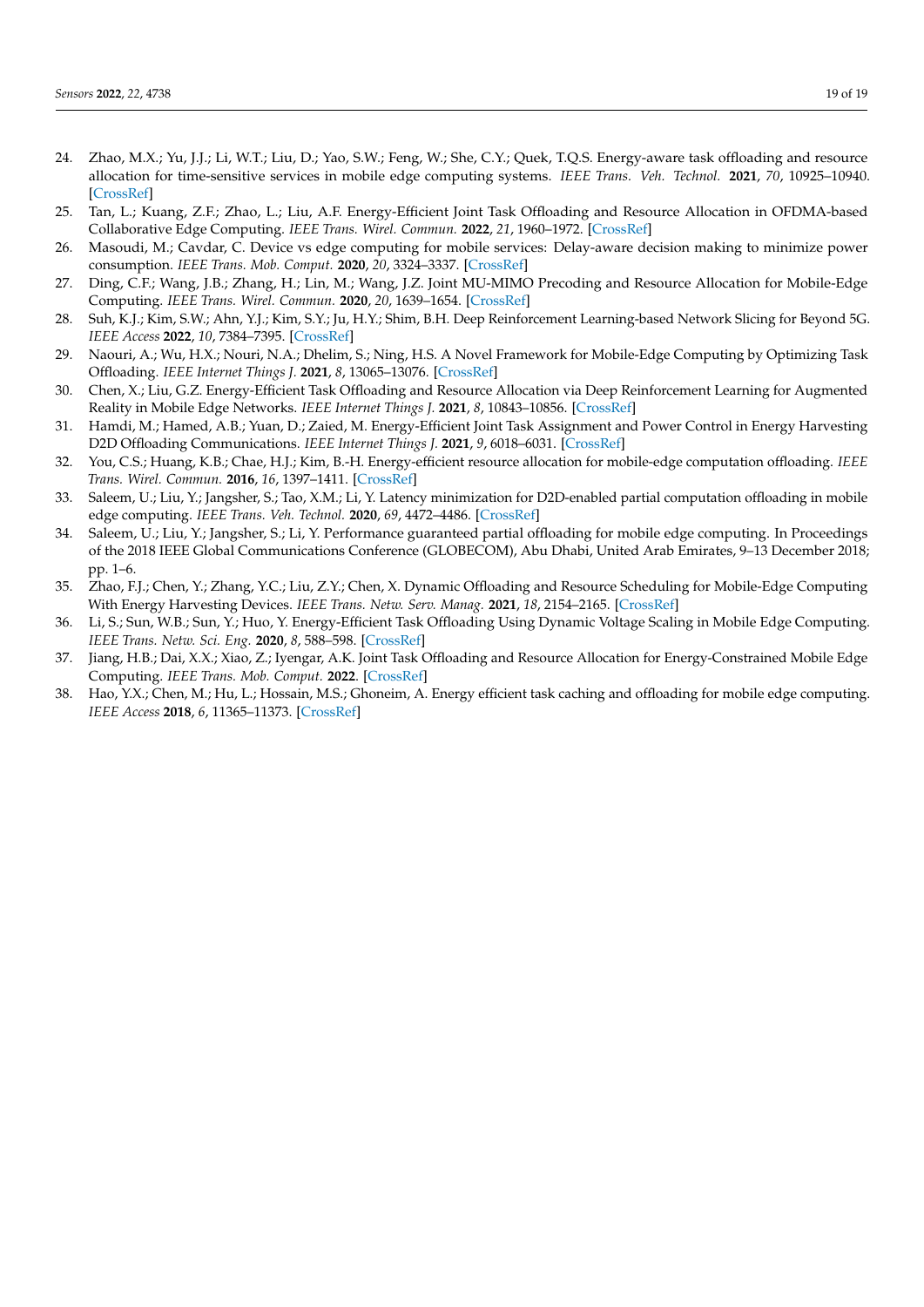24. Zhao, M.X.; Yu, J.J.; Li, W.T.; Liu, D.; Yao, S.W.; Feng, W.; She, C.Y.; Quek, T.Q.S. Energy-aware task offloading and resource allocation for time-sensitive services in mobile edge computing systems. *IEEE Trans. Veh. Technol.* **2021**, *70*, 10925–10940. [CrossRef]
25. Tan, L.; Kuang, Z.F.; Zhao, L.; Liu, A.F. Energy-Efficient Joint Task Offloading and Resource Allocation in OFDMA-based Collaborative Edge Computing. *IEEE Trans. Wirel. Commun.* **2022**, *21*, 1960–1972. [CrossRef]
26. Masoudi, M.; Cavdar, C. Device vs edge computing for mobile services: Delay-aware decision making to minimize power consumption. *IEEE Trans. Mob. Comput.* **2020**, *20*, 3324–3337. [CrossRef]
27. Ding, C.F.; Wang, J.B.; Zhang, H.; Lin, M.; Wang, J.Z. Joint MU-MIMO Precoding and Resource Allocation for Mobile-Edge Computing. *IEEE Trans. Wirel. Commun.* **2020**, *20*, 1639–1654. [CrossRef]
28. Suh, K.J.; Kim, S.W.; Ahn, Y.J.; Kim, S.Y.; Ju, H.Y.; Shim, B.H. Deep Reinforcement Learning-based Network Slicing for Beyond 5G. *IEEE Access* **2022**, *10*, 7384–7395. [CrossRef]
29. Naouri, A.; Wu, H.X.; Nouri, N.A.; Dhelim, S.; Ning, H.S. A Novel Framework for Mobile-Edge Computing by Optimizing Task Offloading. *IEEE Internet Things J.* **2021**, *8*, 13065–13076. [CrossRef]
30. Chen, X.; Liu, G.Z. Energy-Efficient Task Offloading and Resource Allocation via Deep Reinforcement Learning for Augmented Reality in Mobile Edge Networks. *IEEE Internet Things J.* **2021**, *8*, 10843–10856. [CrossRef]
31. Hamdi, M.; Hamed, A.B.; Yuan, D.; Zaied, M. Energy-Efficient Joint Task Assignment and Power Control in Energy Harvesting D2D Offloading Communications. *IEEE Internet Things J.* **2021**, *9*, 6018–6031. [CrossRef]
32. You, C.S.; Huang, K.B.; Chae, H.J.; Kim, B.-H. Energy-efficient resource allocation for mobile-edge computation offloading. *IEEE Trans. Wirel. Commun.* **2016**, *16*, 1397–1411. [CrossRef]
33. Saleem, U.; Liu, Y.; Jangsher, S.; Tao, X.M.; Li, Y. Latency minimization for D2D-enabled partial computation offloading in mobile edge computing. *IEEE Trans. Veh. Technol.* **2020**, *69*, 4472–4486. [CrossRef]
34. Saleem, U.; Liu, Y.; Jangsher, S.; Li, Y. Performance guaranteed partial offloading for mobile edge computing. In Proceedings of the 2018 IEEE Global Communications Conference (GLOBECOM), Abu Dhabi, United Arab Emirates, 9–13 December 2018; pp. 1–6.
35. Zhao, F.J.; Chen, Y.; Zhang, Y.C.; Liu, Z.Y.; Chen, X. Dynamic Offloading and Resource Scheduling for Mobile-Edge Computing With Energy Harvesting Devices. *IEEE Trans. Netw. Serv. Manag.* **2021**, *18*, 2154–2165. [CrossRef]
36. Li, S.; Sun, W.B.; Sun, Y.; Huo, Y. Energy-Efficient Task Offloading Using Dynamic Voltage Scaling in Mobile Edge Computing. *IEEE Trans. Netw. Sci. Eng.* **2020**, *8*, 588–598. [CrossRef]
37. Jiang, H.B.; Dai, X.X.; Xiao, Z.; Iyengar, A.K. Joint Task Offloading and Resource Allocation for Energy-Constrained Mobile Edge Computing. *IEEE Trans. Mob. Comput.* **2022**. [CrossRef]
38. Hao, Y.X.; Chen, M.; Hu, L.; Hossain, M.S.; Ghoneim, A. Energy efficient task caching and offloading for mobile edge computing. *IEEE Access* **2018**, *6*, 11365–11373. [CrossRef]